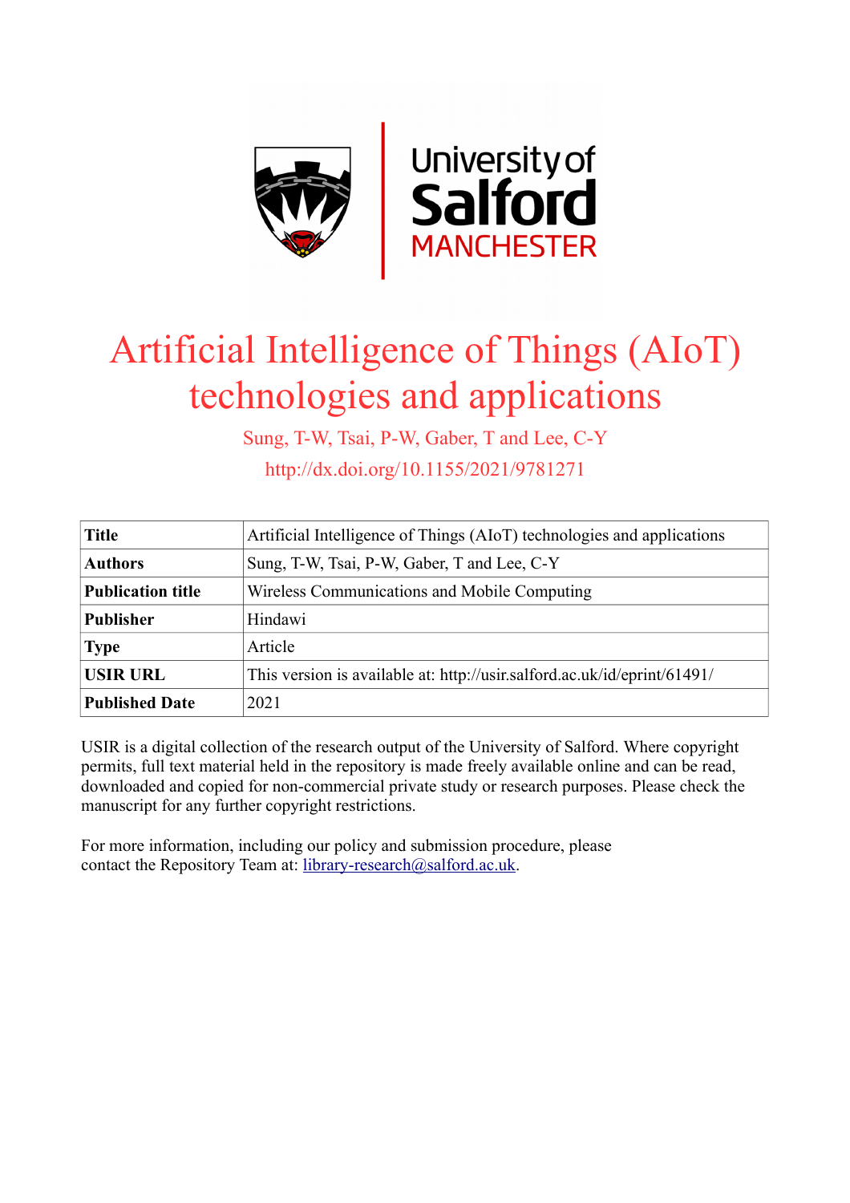# Artificial Intelligence of Things (AIoT) technologies and applications

Sung, T-W, Tsai, P-W, Gaber, T and Lee, C-Y

http://dx.doi.org/10.1155/2021/9781271

| **Title** | Artificial Intelligence of Things (AIoT) technologies and applications |
|---|---|
| **Authors** | Sung, T-W, Tsai, P-W, Gaber, T and Lee, C-Y |
| **Publication title** | Wireless Communications and Mobile Computing |
| **Publisher** | Hindawi |
| **Type** | Article |
| **USIR URL** | This version is available at: http://usir.salford.ac.uk/id/eprint/61491/ |
| **Published Date** | 2021 |

USIR is a digital collection of the research output of the University of Salford. Where copyright permits, full text material held in the repository is made freely available online and can be read, downloaded and copied for non-commercial private study or research purposes. Please check the manuscript for any further copyright restrictions.

For more information, including our policy and submission procedure, please contact the Repository Team at: library-research@salford.ac.uk.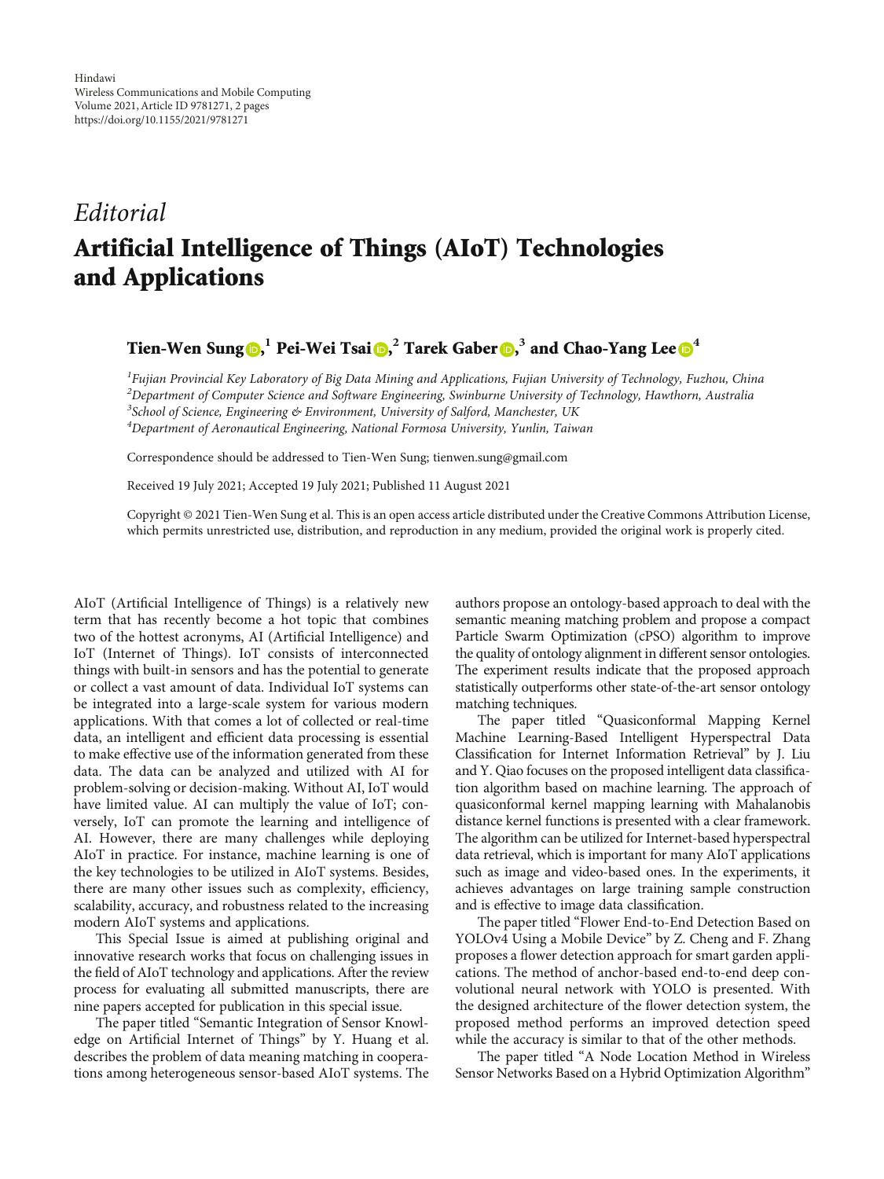*Editorial*

# Artificial Intelligence of Things (AIoT) Technologies and Applications

**Tien-Wen Sung**,[1] **Pei-Wei Tsai**,[2] **Tarek Gaber**,[3] **and Chao-Yang Lee**[4]

[1]*Fujian Provincial Key Laboratory of Big Data Mining and Applications, Fujian University of Technology, Fuzhou, China*
[2]*Department of Computer Science and Software Engineering, Swinburne University of Technology, Hawthorn, Australia*
[3]*School of Science, Engineering & Environment, University of Salford, Manchester, UK*
[4]*Department of Aeronautical Engineering, National Formosa University, Yunlin, Taiwan*

Correspondence should be addressed to Tien-Wen Sung; tienwen.sung@gmail.com

Received 19 July 2021; Accepted 19 July 2021; Published 11 August 2021

Copyright © 2021 Tien-Wen Sung et al. This is an open access article distributed under the Creative Commons Attribution License, which permits unrestricted use, distribution, and reproduction in any medium, provided the original work is properly cited.

AIoT (Artificial Intelligence of Things) is a relatively new term that has recently become a hot topic that combines two of the hottest acronyms, AI (Artificial Intelligence) and IoT (Internet of Things). IoT consists of interconnected things with built-in sensors and has the potential to generate or collect a vast amount of data. Individual IoT systems can be integrated into a large-scale system for various modern applications. With that comes a lot of collected or real-time data, an intelligent and efficient data processing is essential to make effective use of the information generated from these data. The data can be analyzed and utilized with AI for problem-solving or decision-making. Without AI, IoT would have limited value. AI can multiply the value of IoT; conversely, IoT can promote the learning and intelligence of AI. However, there are many challenges while deploying AIoT in practice. For instance, machine learning is one of the key technologies to be utilized in AIoT systems. Besides, there are many other issues such as complexity, efficiency, scalability, accuracy, and robustness related to the increasing modern AIoT systems and applications.

This Special Issue is aimed at publishing original and innovative research works that focus on challenging issues in the field of AIoT technology and applications. After the review process for evaluating all submitted manuscripts, there are nine papers accepted for publication in this special issue.

The paper titled "Semantic Integration of Sensor Knowledge on Artificial Internet of Things" by Y. Huang et al. describes the problem of data meaning matching in cooperations among heterogeneous sensor-based AIoT systems. The authors propose an ontology-based approach to deal with the semantic meaning matching problem and propose a compact Particle Swarm Optimization (cPSO) algorithm to improve the quality of ontology alignment in different sensor ontologies. The experiment results indicate that the proposed approach statistically outperforms other state-of-the-art sensor ontology matching techniques.

The paper titled "Quasiconformal Mapping Kernel Machine Learning-Based Intelligent Hyperspectral Data Classification for Internet Information Retrieval" by J. Liu and Y. Qiao focuses on the proposed intelligent data classification algorithm based on machine learning. The approach of quasiconformal kernel mapping learning with Mahalanobis distance kernel functions is presented with a clear framework. The algorithm can be utilized for Internet-based hyperspectral data retrieval, which is important for many AIoT applications such as image and video-based ones. In the experiments, it achieves advantages on large training sample construction and is effective to image data classification.

The paper titled "Flower End-to-End Detection Based on YOLOv4 Using a Mobile Device" by Z. Cheng and F. Zhang proposes a flower detection approach for smart garden applications. The method of anchor-based end-to-end deep convolutional neural network with YOLO is presented. With the designed architecture of the flower detection system, the proposed method performs an improved detection speed while the accuracy is similar to that of the other methods.

The paper titled "A Node Location Method in Wireless Sensor Networks Based on a Hybrid Optimization Algorithm"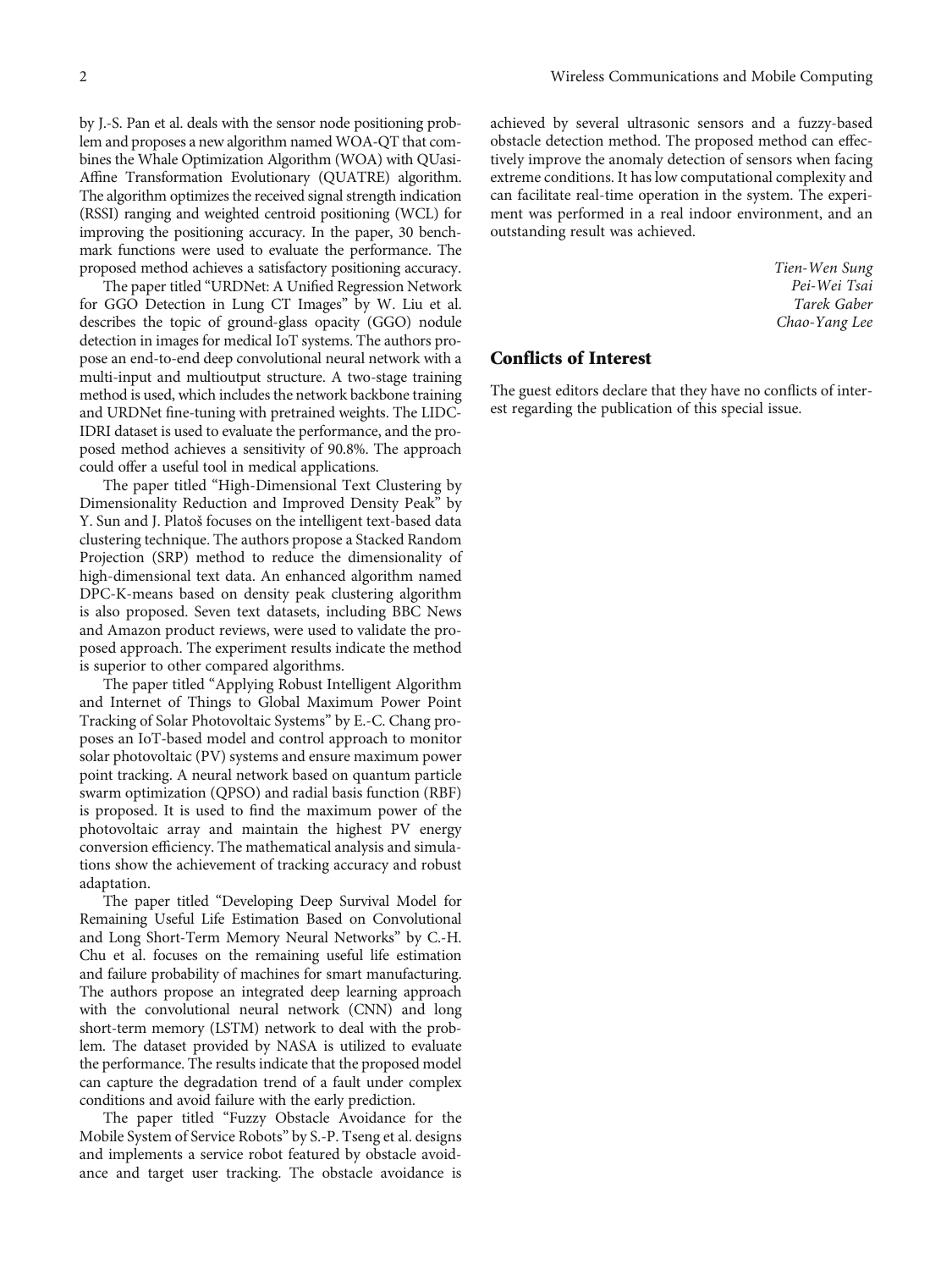by J.-S. Pan et al. deals with the sensor node positioning problem and proposes a new algorithm named WOA-QT that combines the Whale Optimization Algorithm (WOA) with QUasi-Affine Transformation Evolutionary (QUATRE) algorithm. The algorithm optimizes the received signal strength indication (RSSI) ranging and weighted centroid positioning (WCL) for improving the positioning accuracy. In the paper, 30 benchmark functions were used to evaluate the performance. The proposed method achieves a satisfactory positioning accuracy.

The paper titled "URDNet: A Unified Regression Network for GGO Detection in Lung CT Images" by W. Liu et al. describes the topic of ground-glass opacity (GGO) nodule detection in images for medical IoT systems. The authors propose an end-to-end deep convolutional neural network with a multi-input and multioutput structure. A two-stage training method is used, which includes the network backbone training and URDNet fine-tuning with pretrained weights. The LIDC-IDRI dataset is used to evaluate the performance, and the proposed method achieves a sensitivity of 90.8%. The approach could offer a useful tool in medical applications.

The paper titled "High-Dimensional Text Clustering by Dimensionality Reduction and Improved Density Peak" by Y. Sun and J. Platoš focuses on the intelligent text-based data clustering technique. The authors propose a Stacked Random Projection (SRP) method to reduce the dimensionality of high-dimensional text data. An enhanced algorithm named DPC-K-means based on density peak clustering algorithm is also proposed. Seven text datasets, including BBC News and Amazon product reviews, were used to validate the proposed approach. The experiment results indicate the method is superior to other compared algorithms.

The paper titled "Applying Robust Intelligent Algorithm and Internet of Things to Global Maximum Power Point Tracking of Solar Photovoltaic Systems" by E.-C. Chang proposes an IoT-based model and control approach to monitor solar photovoltaic (PV) systems and ensure maximum power point tracking. A neural network based on quantum particle swarm optimization (QPSO) and radial basis function (RBF) is proposed. It is used to find the maximum power of the photovoltaic array and maintain the highest PV energy conversion efficiency. The mathematical analysis and simulations show the achievement of tracking accuracy and robust adaptation.

The paper titled "Developing Deep Survival Model for Remaining Useful Life Estimation Based on Convolutional and Long Short-Term Memory Neural Networks" by C.-H. Chu et al. focuses on the remaining useful life estimation and failure probability of machines for smart manufacturing. The authors propose an integrated deep learning approach with the convolutional neural network (CNN) and long short-term memory (LSTM) network to deal with the problem. The dataset provided by NASA is utilized to evaluate the performance. The results indicate that the proposed model can capture the degradation trend of a fault under complex conditions and avoid failure with the early prediction.

The paper titled "Fuzzy Obstacle Avoidance for the Mobile System of Service Robots" by S.-P. Tseng et al. designs and implements a service robot featured by obstacle avoidance and target user tracking. The obstacle avoidance is achieved by several ultrasonic sensors and a fuzzy-based obstacle detection method. The proposed method can effectively improve the anomaly detection of sensors when facing extreme conditions. It has low computational complexity and can facilitate real-time operation in the system. The experiment was performed in a real indoor environment, and an outstanding result was achieved.

*Tien-Wen Sung*
*Pei-Wei Tsai*
*Tarek Gaber*
*Chao-Yang Lee*

## Conflicts of Interest

The guest editors declare that they have no conflicts of interest regarding the publication of this special issue.